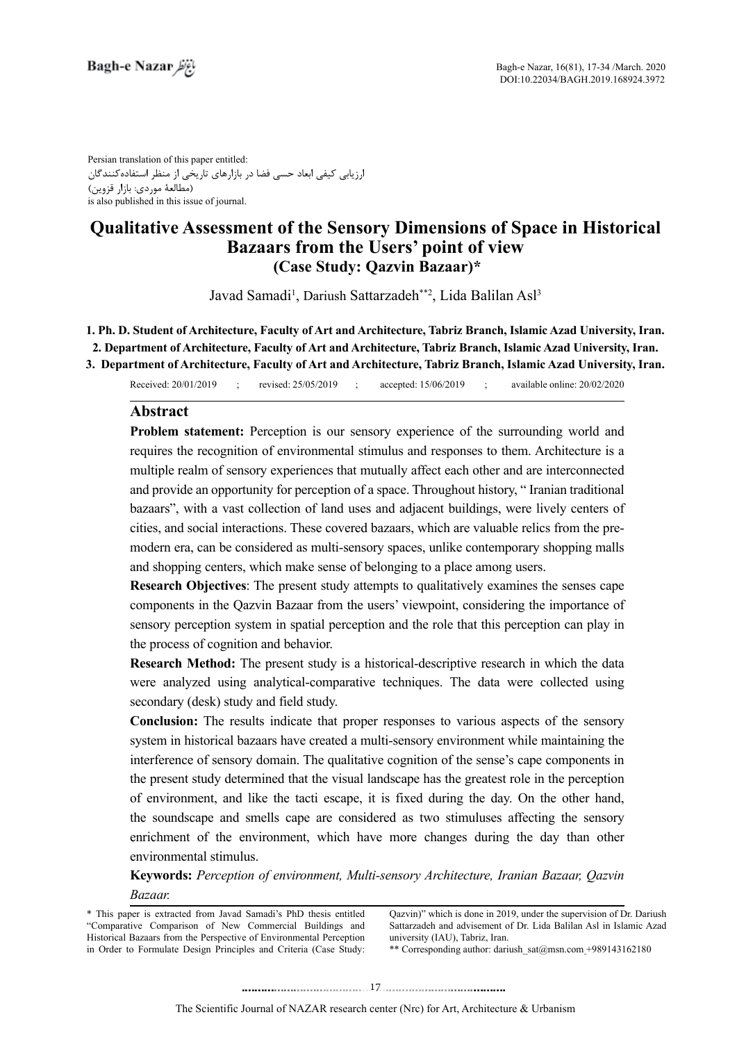Persian translation of this paper entitled:
ارزیابی کیفی ابعاد حسی فضا در بازارهای تاریخی از منظر استفاده‌کنندگان
(مطالعهٔ موردی: بازار قزوین)
is also published in this issue of journal.

# Qualitative Assessment of the Sensory Dimensions of Space in Historical Bazaars from the Users' point of view
## (Case Study: Qazvin Bazaar)*

Javad Samadi[1], Dariush Sattarzadeh[**2], Lida Balilan Asl[3]

**1. Ph. D. Student of Architecture, Faculty of Art and Architecture, Tabriz Branch, Islamic Azad University, Iran.**
**2. Department of Architecture, Faculty of Art and Architecture, Tabriz Branch, Islamic Azad University, Iran.**
**3. Department of Architecture, Faculty of Art and Architecture, Tabriz Branch, Islamic Azad University, Iran.**

Received: 20/01/2019 ; revised: 25/05/2019 ; accepted: 15/06/2019 ; available online: 20/02/2020

## Abstract

**Problem statement:** Perception is our sensory experience of the surrounding world and requires the recognition of environmental stimulus and responses to them. Architecture is a multiple realm of sensory experiences that mutually affect each other and are interconnected and provide an opportunity for perception of a space. Throughout history, " Iranian traditional bazaars", with a vast collection of land uses and adjacent buildings, were lively centers of cities, and social interactions. These covered bazaars, which are valuable relics from the pre-modern era, can be considered as multi-sensory spaces, unlike contemporary shopping malls and shopping centers, which make sense of belonging to a place among users.

**Research Objectives**: The present study attempts to qualitatively examines the senses cape components in the Qazvin Bazaar from the users' viewpoint, considering the importance of sensory perception system in spatial perception and the role that this perception can play in the process of cognition and behavior.

**Research Method:** The present study is a historical-descriptive research in which the data were analyzed using analytical-comparative techniques. The data were collected using secondary (desk) study and field study.

**Conclusion:** The results indicate that proper responses to various aspects of the sensory system in historical bazaars have created a multi-sensory environment while maintaining the interference of sensory domain. The qualitative cognition of the sense's cape components in the present study determined that the visual landscape has the greatest role in the perception of environment, and like the tacti escape, it is fixed during the day. On the other hand, the soundscape and smells cape are considered as two stimuluses affecting the sensory enrichment of the environment, which have more changes during the day than other environmental stimulus.

**Keywords:** *Perception of environment, Multi-sensory Architecture, Iranian Bazaar, Qazvin Bazaar.*

---

* This paper is extracted from Javad Samadi's PhD thesis entitled "Comparative Comparison of New Commercial Buildings and Historical Bazaars from the Perspective of Environmental Perception in Order to Formulate Design Principles and Criteria (Case Study: Qazvin)" which is done in 2019, under the supervision of Dr. Dariush Sattarzadeh and advisement of Dr. Lida Balilan Asl in Islamic Azad university (IAU), Tabriz, Iran.

** Corresponding author: dariush_sat@msn.com +989143162180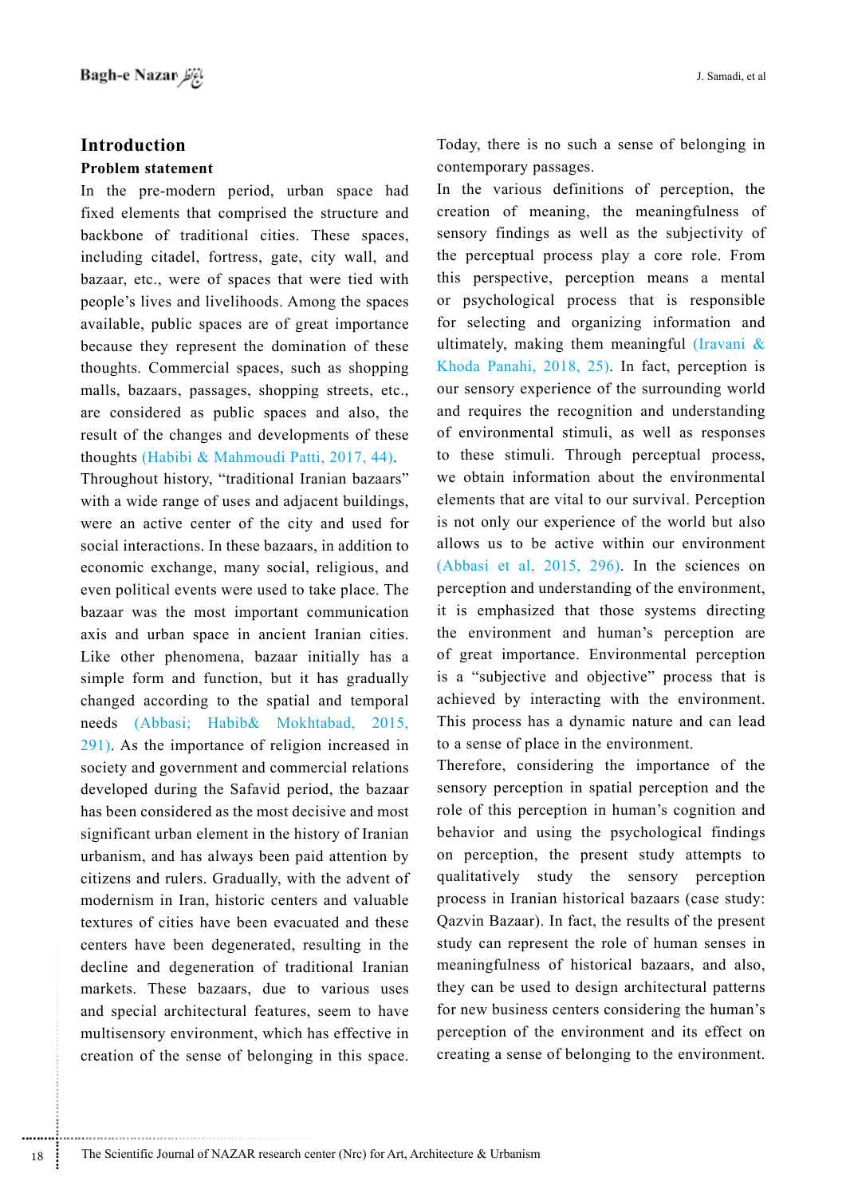## Introduction

### Problem statement

In the pre-modern period, urban space had fixed elements that comprised the structure and backbone of traditional cities. These spaces, including citadel, fortress, gate, city wall, and bazaar, etc., were of spaces that were tied with people's lives and livelihoods. Among the spaces available, public spaces are of great importance because they represent the domination of these thoughts. Commercial spaces, such as shopping malls, bazaars, passages, shopping streets, etc., are considered as public spaces and also, the result of the changes and developments of these thoughts (Habibi & Mahmoudi Patti, 2017, 44).

Throughout history, "traditional Iranian bazaars" with a wide range of uses and adjacent buildings, were an active center of the city and used for social interactions. In these bazaars, in addition to economic exchange, many social, religious, and even political events were used to take place. The bazaar was the most important communication axis and urban space in ancient Iranian cities. Like other phenomena, bazaar initially has a simple form and function, but it has gradually changed according to the spatial and temporal needs (Abbasi; Habib& Mokhtabad, 2015, 291). As the importance of religion increased in society and government and commercial relations developed during the Safavid period, the bazaar has been considered as the most decisive and most significant urban element in the history of Iranian urbanism, and has always been paid attention by citizens and rulers. Gradually, with the advent of modernism in Iran, historic centers and valuable textures of cities have been evacuated and these centers have been degenerated, resulting in the decline and degeneration of traditional Iranian markets. These bazaars, due to various uses and special architectural features, seem to have multisensory environment, which has effective in creation of the sense of belonging in this space. Today, there is no such a sense of belonging in contemporary passages.

In the various definitions of perception, the creation of meaning, the meaningfulness of sensory findings as well as the subjectivity of the perceptual process play a core role. From this perspective, perception means a mental or psychological process that is responsible for selecting and organizing information and ultimately, making them meaningful (Iravani & Khoda Panahi, 2018, 25). In fact, perception is our sensory experience of the surrounding world and requires the recognition and understanding of environmental stimuli, as well as responses to these stimuli. Through perceptual process, we obtain information about the environmental elements that are vital to our survival. Perception is not only our experience of the world but also allows us to be active within our environment (Abbasi et al, 2015, 296). In the sciences on perception and understanding of the environment, it is emphasized that those systems directing the environment and human's perception are of great importance. Environmental perception is a "subjective and objective" process that is achieved by interacting with the environment. This process has a dynamic nature and can lead to a sense of place in the environment.

Therefore, considering the importance of the sensory perception in spatial perception and the role of this perception in human's cognition and behavior and using the psychological findings on perception, the present study attempts to qualitatively study the sensory perception process in Iranian historical bazaars (case study: Qazvin Bazaar). In fact, the results of the present study can represent the role of human senses in meaningfulness of historical bazaars, and also, they can be used to design architectural patterns for new business centers considering the human's perception of the environment and its effect on creating a sense of belonging to the environment.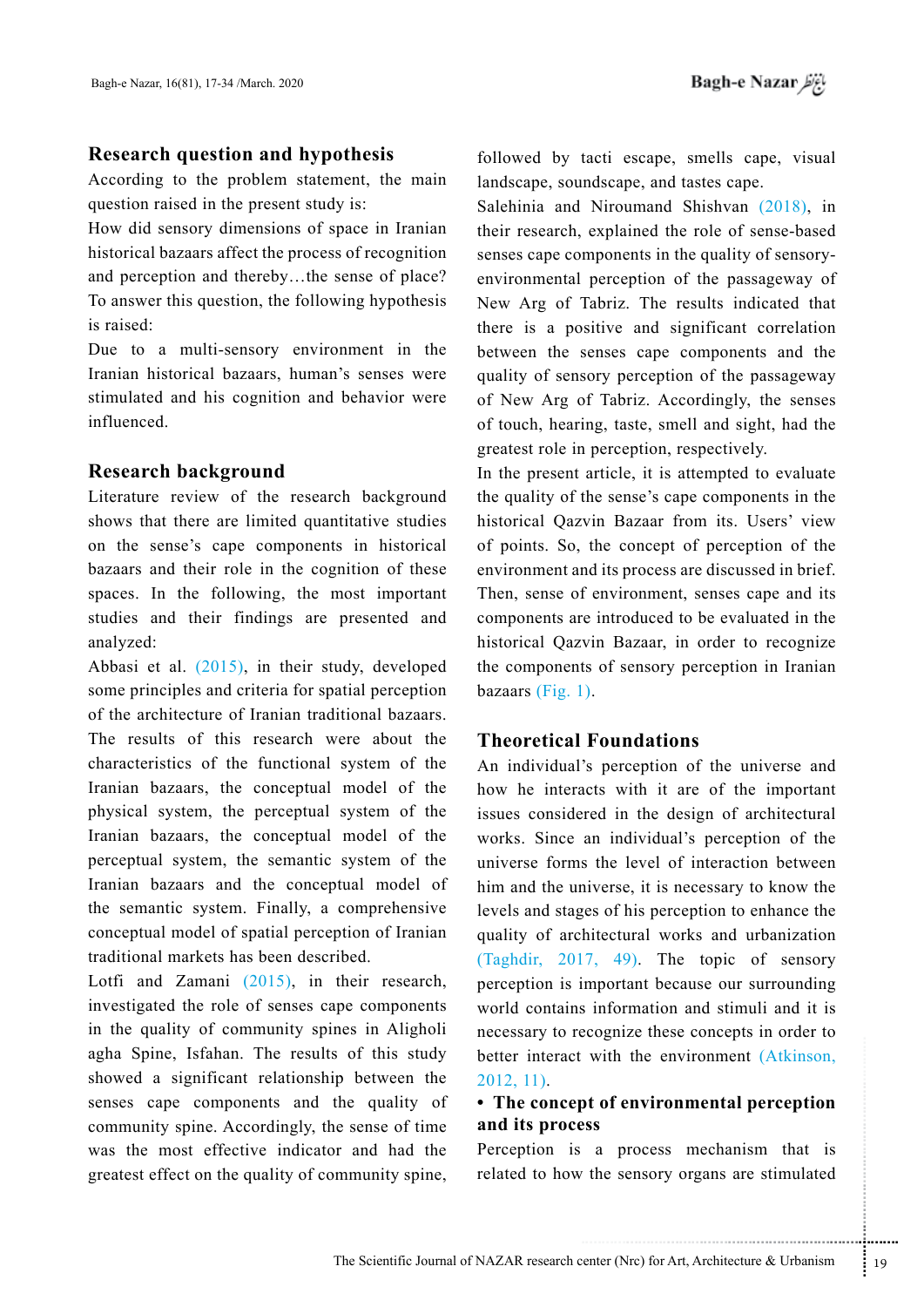## Research question and hypothesis

According to the problem statement, the main question raised in the present study is:

How did sensory dimensions of space in Iranian historical bazaars affect the process of recognition and perception and thereby…the sense of place?

To answer this question, the following hypothesis is raised:

Due to a multi-sensory environment in the Iranian historical bazaars, human's senses were stimulated and his cognition and behavior were influenced.

## Research background

Literature review of the research background shows that there are limited quantitative studies on the sense's cape components in historical bazaars and their role in the cognition of these spaces. In the following, the most important studies and their findings are presented and analyzed:

Abbasi et al. (2015), in their study, developed some principles and criteria for spatial perception of the architecture of Iranian traditional bazaars. The results of this research were about the characteristics of the functional system of the Iranian bazaars, the conceptual model of the physical system, the perceptual system of the Iranian bazaars, the conceptual model of the perceptual system, the semantic system of the Iranian bazaars and the conceptual model of the semantic system. Finally, a comprehensive conceptual model of spatial perception of Iranian traditional markets has been described.

Lotfi and Zamani (2015), in their research, investigated the role of senses cape components in the quality of community spines in Aligholi agha Spine, Isfahan. The results of this study showed a significant relationship between the senses cape components and the quality of community spine. Accordingly, the sense of time was the effective indicator and had the greatest effect on the quality of community spine, followed by tacti escape, smells cape, visual landscape, soundscape, and tastes cape.

Salehinia and Niroumand Shishvan (2018), in their research, explained the role of sense-based senses cape components in the quality of sensory-environmental perception of the passageway of New Arg of Tabriz. The results indicated that there is a positive and significant correlation between the senses cape components and the quality of sensory perception of the passageway of New Arg of Tabriz. Accordingly, the senses of touch, hearing, taste, smell and sight, had the greatest role in perception, respectively.

In the present article, it is attempted to evaluate the quality of the sense's cape components in the historical Qazvin Bazaar from its. Users' view of points. So, the concept of perception of the environment and its process are discussed in brief. Then, sense of environment, senses cape and its components are introduced to be evaluated in the historical Qazvin Bazaar, in order to recognize the components of sensory perception in Iranian bazaars (Fig. 1).

## Theoretical Foundations

An individual's perception of the universe and how he interacts with it are of the important issues considered in the design of architectural works. Since an individual's perception of the universe forms the level of interaction between him and the universe, it is necessary to know the levels and stages of his perception to enhance the quality of architectural works and urbanization (Taghdir, 2017, 49). The topic of sensory perception is important because our surrounding world contains information and stimuli and it is necessary to recognize these concepts in order to better interact with the environment (Atkinson, 2012, 11).

- **The concept of environmental perception and its process**

Perception is a process mechanism that is related to how the sensory organs are stimulated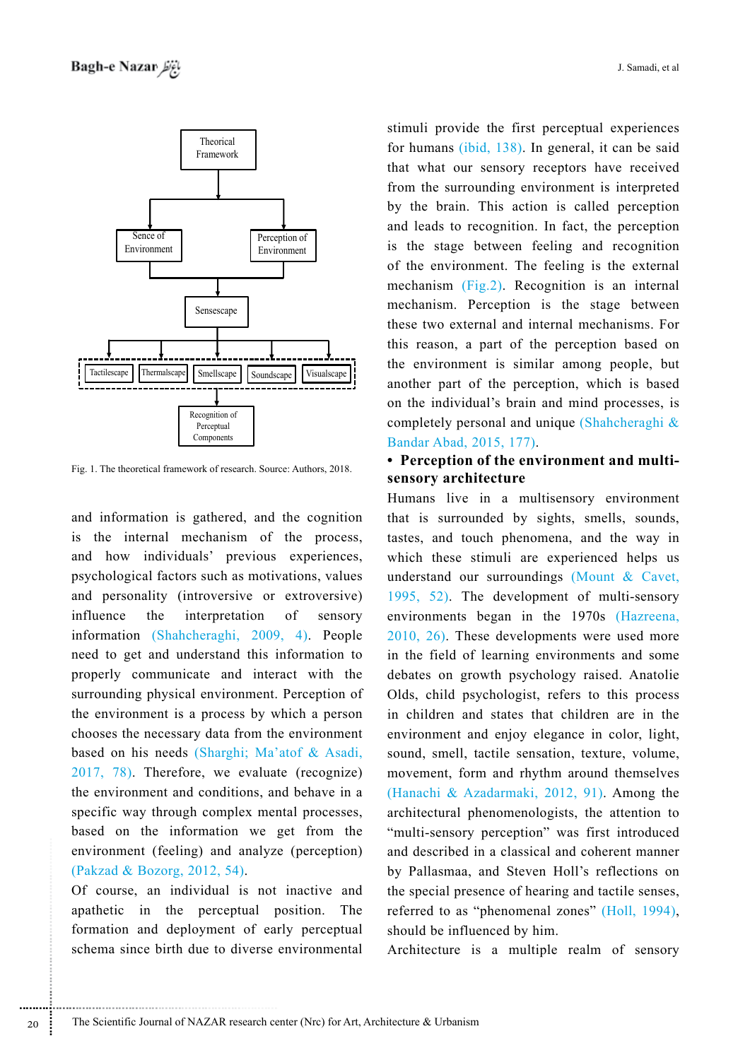Fig. 1. The theoretical framework of research. Source: Authors, 2018.

and information is gathered, and the cognition is the internal mechanism of the process, and how individuals' previous experiences, psychological factors such as motivations, values and personality (introversive or extroversive) influence the interpretation of sensory information (Shahcheraghi, 2009, 4). People need to get and understand this information to properly communicate and interact with the surrounding physical environment. Perception of the environment is a process by which a person chooses the necessary data from the environment based on his needs (Sharghi; Ma'atof & Asadi, 2017, 78). Therefore, we evaluate (recognize) the environment and conditions, and behave in a specific way through complex mental processes, based on the information we get from the environment (feeling) and analyze (perception) (Pakzad & Bozorg, 2012, 54).

Of course, an individual is not inactive and apathetic in the perceptual position. The formation and deployment of early perceptual schema since birth due to diverse environmental stimuli provide the first perceptual experiences for humans (ibid, 138). In general, it can be said that what our sensory receptors have received from the surrounding environment is interpreted by the brain. This action is called perception and leads to recognition. In fact, the perception is the stage between feeling and recognition of the environment. The feeling is the external mechanism (Fig.2). Recognition is an internal mechanism. Perception is the stage between these two external and internal mechanisms. For this reason, a part of the perception based on the environment is similar among people, but another part of the perception, which is based on the individual's brain and mind processes, is completely personal and unique (Shahcheraghi & Bandar Abad, 2015, 177).

- **Perception of the environment and multi-sensory architecture**

Humans live in a multisensory environment that is surrounded by sights, smells, sounds, tastes, and touch phenomena, and the way in which these stimuli are experienced helps us understand our surroundings (Mount & Cavet, 1995, 52). The development of multi-sensory environments began in the 1970s (Hazreena, 2010, 26). These developments were used more in the field of learning environments and some debates on growth psychology raised. Anatolie Olds, child psychologist, refers to this process in children and states that children are in the environment and enjoy elegance in color, light, sound, smell, tactile sensation, texture, volume, movement, form and rhythm around themselves (Hanachi & Azadarmaki, 2012, 91). Among the architectural phenomenologists, the attention to "multi-sensory perception" was first introduced and described in a classical and coherent manner by Pallasmaa, and Steven Holl's reflections on the special presence of hearing and tactile senses, referred to as "phenomenal zones" (Holl, 1994), should be influenced by him.

Architecture is a multiple realm of sensory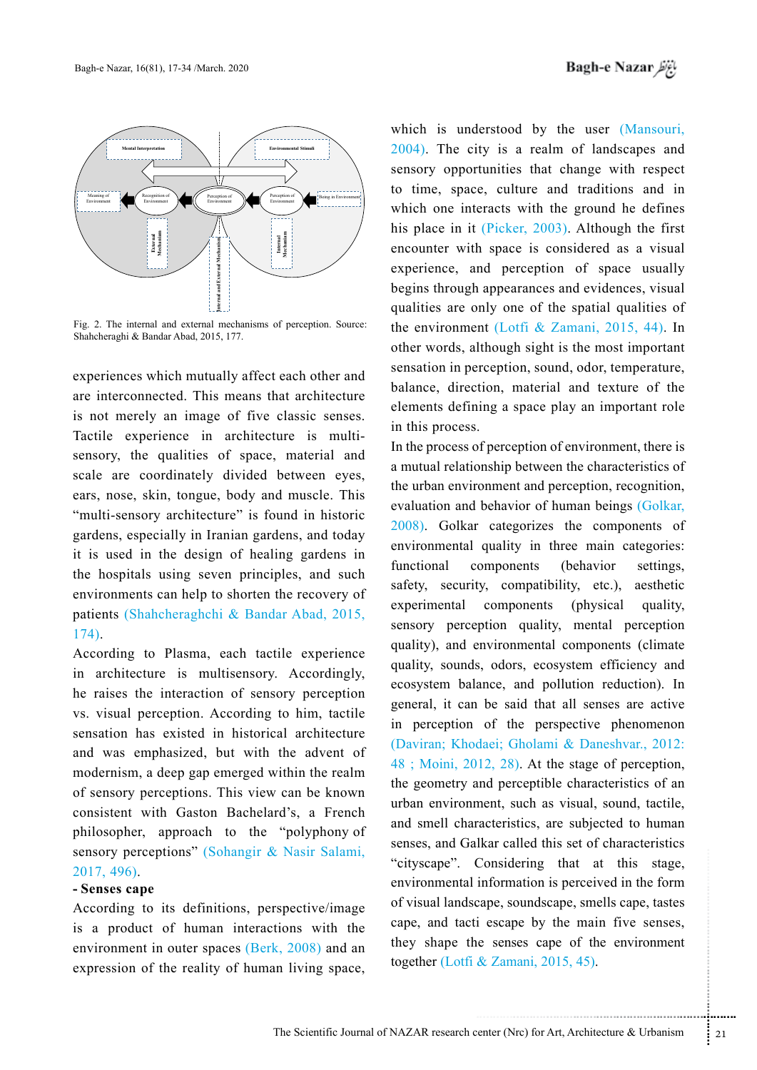Fig. 2. The internal and external mechanisms of perception. Source: Shahcheraghi & Bandar Abad, 2015, 177.

experiences which mutually affect each other and are interconnected. This means that architecture is not merely an image of five classic senses. Tactile experience in architecture is multi-sensory, the qualities of space, material and scale are coordinately divided between eyes, ears, nose, skin, tongue, body and muscle. This "multi-sensory architecture" is found in historic gardens, especially in Iranian gardens, and today it is used in the design of healing gardens in the hospitals using seven principles, and such environments can help to shorten the recovery of patients (Shahcheraghchi & Bandar Abad, 2015, 174).

According to Plasma, each tactile experience in architecture is multisensory. Accordingly, he raises the interaction of sensory perception vs. visual perception. According to him, tactile sensation has existed in historical architecture and was emphasized, but with the advent of modernism, a deep gap emerged within the realm of sensory perceptions. This view can be known consistent with Gaston Bachelard's, a French philosopher, approach to the "polyphony of sensory perceptions" (Sohangir & Nasir Salami, 2017, 496).

**- Senses cape**

According to its definitions, perspective/image is a product of human interactions with the environment in outer spaces (Berk, 2008) and an expression of the reality of human living space, which is understood by the user (Mansouri, 2004). The city is a realm of landscapes and sensory opportunities that change with respect to time, space, culture and traditions and in which one interacts with the ground he defines his place in it (Picker, 2003). Although the first encounter with space is considered as a visual experience, and perception of space usually begins through appearances and evidences, visual qualities are only one of the spatial qualities of the environment (Lotfi & Zamani, 2015, 44). In other words, although sight is the most important sensation in perception, sound, odor, temperature, balance, direction, material and texture of the elements defining a space play an important role in this process.

In the process of perception of environment, there is a mutual relationship between the characteristics of the urban environment and perception, recognition, evaluation and behavior of human beings (Golkar, 2008). Golkar categorizes the components of environmental quality in three main categories: functional components (behavior settings, safety, security, compatibility, etc.), aesthetic experimental components (physical quality, sensory perception quality, mental perception quality), and environmental components (climate quality, sounds, odors, ecosystem efficiency and ecosystem balance, and pollution reduction). In general, it can be said that all senses are active in perception of the perspective phenomenon (Daviran; Khodaei; Gholami & Daneshvar., 2012: 48 ; Moini, 2012, 28). At the stage of perception, the geometry and perceptible characteristics of an urban environment, such as visual, sound, tactile, and smell characteristics, are subjected to human senses, and Galkar called this set of characteristics "cityscape". Considering that at this stage, environmental information is perceived in the form of visual landscape, soundscape, smells cape, tastes cape, and tacti escape by the main five senses, they shape the senses cape of the environment together (Lotfi & Zamani, 2015, 45).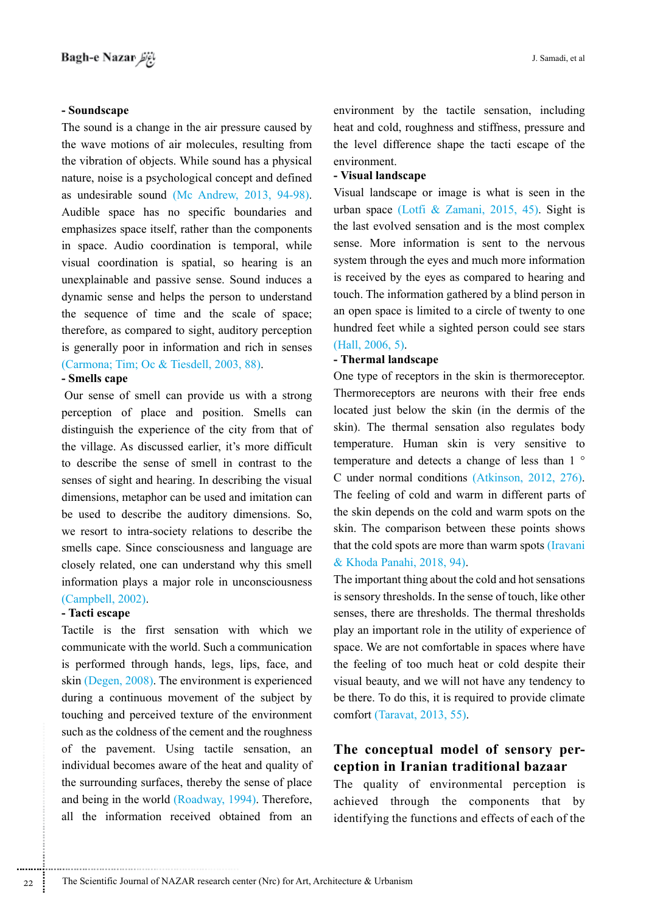**- Soundscape**

The sound is a change in the air pressure caused by the wave motions of air molecules, resulting from the vibration of objects. While sound has a physical nature, noise is a psychological concept and defined as undesirable sound (Mc Andrew, 2013, 94-98). Audible space has no specific boundaries and emphasizes space itself, rather than the components in space. Audio coordination is temporal, while visual coordination is spatial, so hearing is an unexplainable and passive sense. Sound induces a dynamic sense and helps the person to understand the sequence of time and the scale of space; therefore, as compared to sight, auditory perception is generally poor in information and rich in senses (Carmona; Tim; Oc & Tiesdell, 2003, 88).

**- Smells cape**

Our sense of smell can provide us with a strong perception of place and position. Smells can distinguish the experience of the city from that of the village. As discussed earlier, it's more difficult to describe the sense of smell in contrast to the senses of sight and hearing. In describing the visual dimensions, metaphor can be used and imitation can be used to describe the auditory dimensions. So, we resort to intra-society relations to describe the smells cape. Since consciousness and language are closely related, one can understand why this smell information plays a major role in unconsciousness (Campbell, 2002).

**- Tacti escape**

Tactile is the first sensation with which we communicate with the world. Such a communication is performed through hands, legs, lips, face, and skin (Degen, 2008). The environment is experienced during a continuous movement of the subject by touching and perceived texture of the environment such as the coldness of the cement and the roughness of the pavement. Using tactile sensation, an individual becomes aware of the heat and quality of the surrounding surfaces, thereby the sense of place and being in the world (Roadway, 1994). Therefore, all the information received obtained from an environment by the tactile sensation, including heat and cold, roughness and stiffness, pressure and the level difference shape the tacti escape of the environment.

**- Visual landscape**

Visual landscape or image is what is seen in the urban space (Lotfi & Zamani, 2015, 45). Sight is the last evolved sensation and is the most complex sense. More information is sent to the nervous system through the eyes and much more information is received by the eyes as compared to hearing and touch. The information gathered by a blind person in an open space is limited to a circle of twenty to one hundred feet while a sighted person could see stars (Hall, 2006, 5).

**- Thermal landscape**

One type of receptors in the skin is thermoreceptor. Thermoreceptors are neurons with their free ends located just below the skin (in the dermis of the skin). The thermal sensation also regulates body temperature. Human skin is very sensitive to temperature and detects a change of less than 1 °C under normal conditions (Atkinson, 2012, 276). The feeling of cold and warm in different parts of the skin depends on the cold and warm spots on the skin. The comparison between these points shows that the cold spots are more than warm spots (Iravani & Khoda Panahi, 2018, 94).

The important thing about the cold and hot sensations is sensory thresholds. In the sense of touch, like other senses, there are thresholds. The thermal thresholds play an important role in the utility of experience of space. We are not comfortable in spaces where have the feeling of too much heat or cold despite their visual beauty, and we will not have any tendency to be there. To do this, it is required to provide climate comfort (Taravat, 2013, 55).

## The conceptual model of sensory perception in Iranian traditional bazaar

The quality of environmental perception is achieved through the components that by identifying the functions and effects of each of the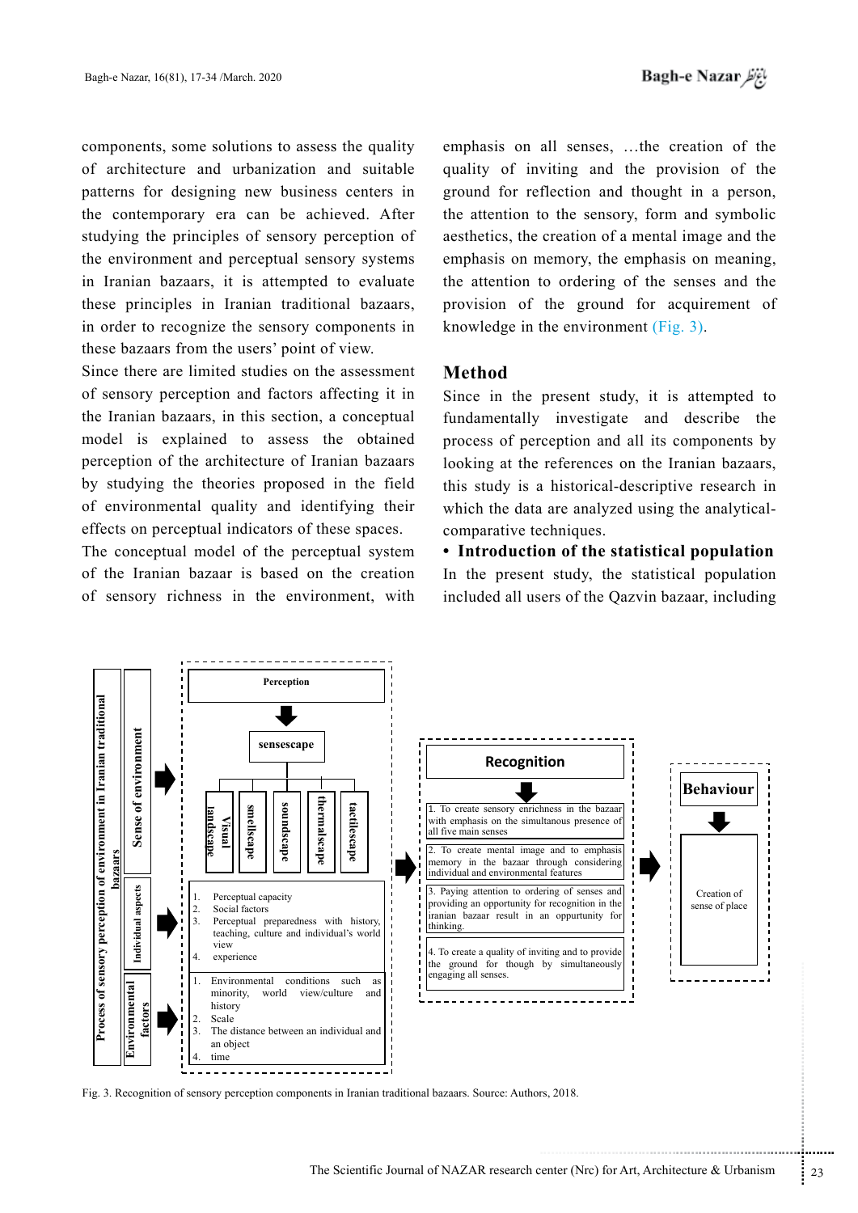components, some solutions to assess the quality of architecture and urbanization and suitable patterns for designing new business centers in the contemporary era can be achieved. After studying the principles of sensory perception of the environment and perceptual sensory systems in Iranian bazaars, it is attempted to evaluate these principles in Iranian traditional bazaars, in order to recognize the sensory components in these bazaars from the users' point of view.

Since there are limited studies on the assessment of sensory perception and factors affecting it in the Iranian bazaars, in this section, a conceptual model is explained to assess the obtained perception of the architecture of Iranian bazaars by studying the theories proposed in the field of environmental quality and identifying their effects on perceptual indicators of these spaces.

The conceptual model of the perceptual system of the Iranian bazaar is based on the creation of sensory richness in the environment, with emphasis on all senses, …the creation of the quality of inviting and the provision of the ground for reflection and thought in a person, the attention to the sensory, form and symbolic aesthetics, the creation of a mental image and the emphasis on memory, the emphasis on meaning, the attention to ordering of the senses and the provision of the ground for acquirement of knowledge in the environment (Fig. 3).

## Method

Since in the present study, it is attempted to fundamentally investigate and describe the process of perception and all its components by looking at the references on the Iranian bazaars, this study is a historical-descriptive research in which the data are analyzed using the analytical-comparative techniques.

- **Introduction of the statistical population**

In the present study, the statistical population included all users of the Qazvin bazaar, including

**Process of sensory perception of environment in Iranian traditional bazaars**

**Sense of environment** → **Perception** → **sensescape**: Visual landscape; smellscape; soundscape; thermalscape; tactilescape

**Individual aspects** →
1. Perceptual capacity
2. Social factors
3. Perceptual preparedness with history, teaching, culture and individual's world view
4. experience

**Environmental factors** →
1. Environmental conditions such as minority, world view/culture and history
2. Scale
3. The distance between an individual and an object
4. time

→ **Recognition**
1. To create sensory enrichness in the bazaar with emphasis on the simultanous presence of all five main senses
2. To create mental image and to emphasis memory in the bazaar through considering individual and environmental features
3. Paying attention to ordering of senses and providing an opportunity for recognition in the iranian bazaar result in an oppurtunity for thinking.
4. To create a quality of inviting and to provide the ground for though by simultaneously engaging all senses.

→ **Behaviour** → Creation of sense of place

Fig. 3. Recognition of sensory perception components in Iranian traditional bazaars. Source: Authors, 2018.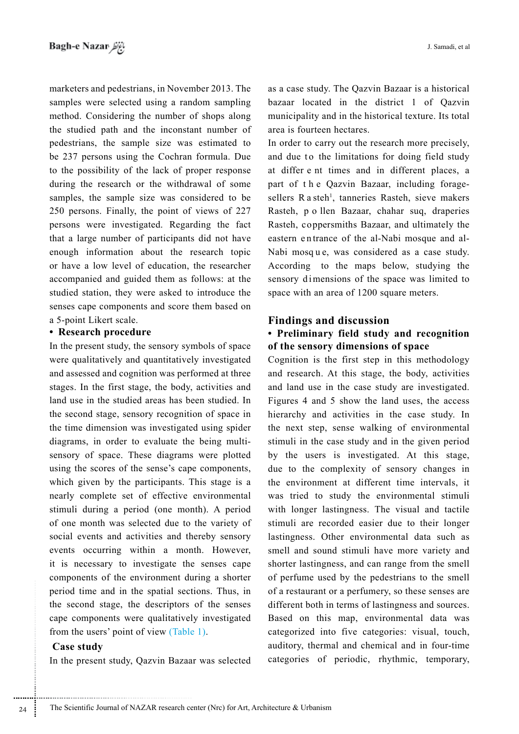marketers and pedestrians, in November 2013. The samples were selected using a random sampling method. Considering the number of shops along the studied path and the inconstant number of pedestrians, the sample size was estimated to be 237 persons using the Cochran formula. Due to the possibility of the lack of proper response during the research or the withdrawal of some samples, the sample size was considered to be 250 persons. Finally, the point of views of 227 persons were investigated. Regarding the fact that a large number of participants did not have enough information about the research topic or have a low level of education, the researcher accompanied and guided them as follows: at the studied station, they were asked to introduce the senses cape components and score them based on a 5-point Likert scale.

- **Research procedure**

In the present study, the sensory symbols of space were qualitatively and quantitatively investigated and assessed and cognition was performed at three stages. In the first stage, the body, activities and land use in the studied areas has been studied. In the second stage, sensory recognition of space in the time dimension was investigated using spider diagrams, in order to evaluate the being multi-sensory of space. These diagrams were plotted using the scores of the sense's cape components, which given by the participants. This stage is a nearly complete set of effective environmental stimuli during a period (one month). A period of one month was selected due to the variety of social events and activities and thereby sensory events occurring within a month. However, it is necessary to investigate the senses cape components of the environment during a shorter period time and in the spatial sections. Thus, in the second stage, the descriptors of the senses cape components were qualitatively investigated from the users' point of view (Table 1).

**Case study**

In the present study, Qazvin Bazaar was selected as a case study. The Qazvin Bazaar is a historical bazaar located in the district 1 of Qazvin municipality and in the historical texture. Its total area is fourteen hectares.

In order to carry out the research more precisely, and due to the limitations for doing field study at different times and in different places, a part of the Qazvin Bazaar, including forage-sellers Rasteh[1], tanneries Rasteh, sieve makers Rasteh, pollen Bazaar, chahar suq, draperies Rasteh, coppersmiths Bazaar, and ultimately the eastern entrance of the al-Nabi mosque and al-Nabi mosque, was considered as a case study. According to the maps below, studying the sensory dimensions of the space was limited to space with an area of 1200 square meters.

## Findings and discussion

- **Preliminary field study and recognition of the sensory dimensions of space**

Cognition is the first step in this methodology and research. At this stage, the body, activities and land use in the case study are investigated. Figures 4 and 5 show the land uses, the access hierarchy and activities in the case study. In the next step, sense walking of environmental stimuli in the case study and in the given period by the users is investigated. At this stage, due to the complexity of sensory changes in the environment at different time intervals, it was tried to study the environmental stimuli with longer lastingness. The visual and tactile stimuli are recorded easier due to their longer lastingness. Other environmental data such as smell and sound stimuli have more variety and shorter lastingness, and can range from the smell of perfume used by the pedestrians to the smell of a restaurant or a perfumery, so these senses are different both in terms of lastingness and sources. Based on this map, environmental data was categorized into five categories: visual, touch, auditory, thermal and chemical and in four-time categories of periodic, rhythmic, temporary,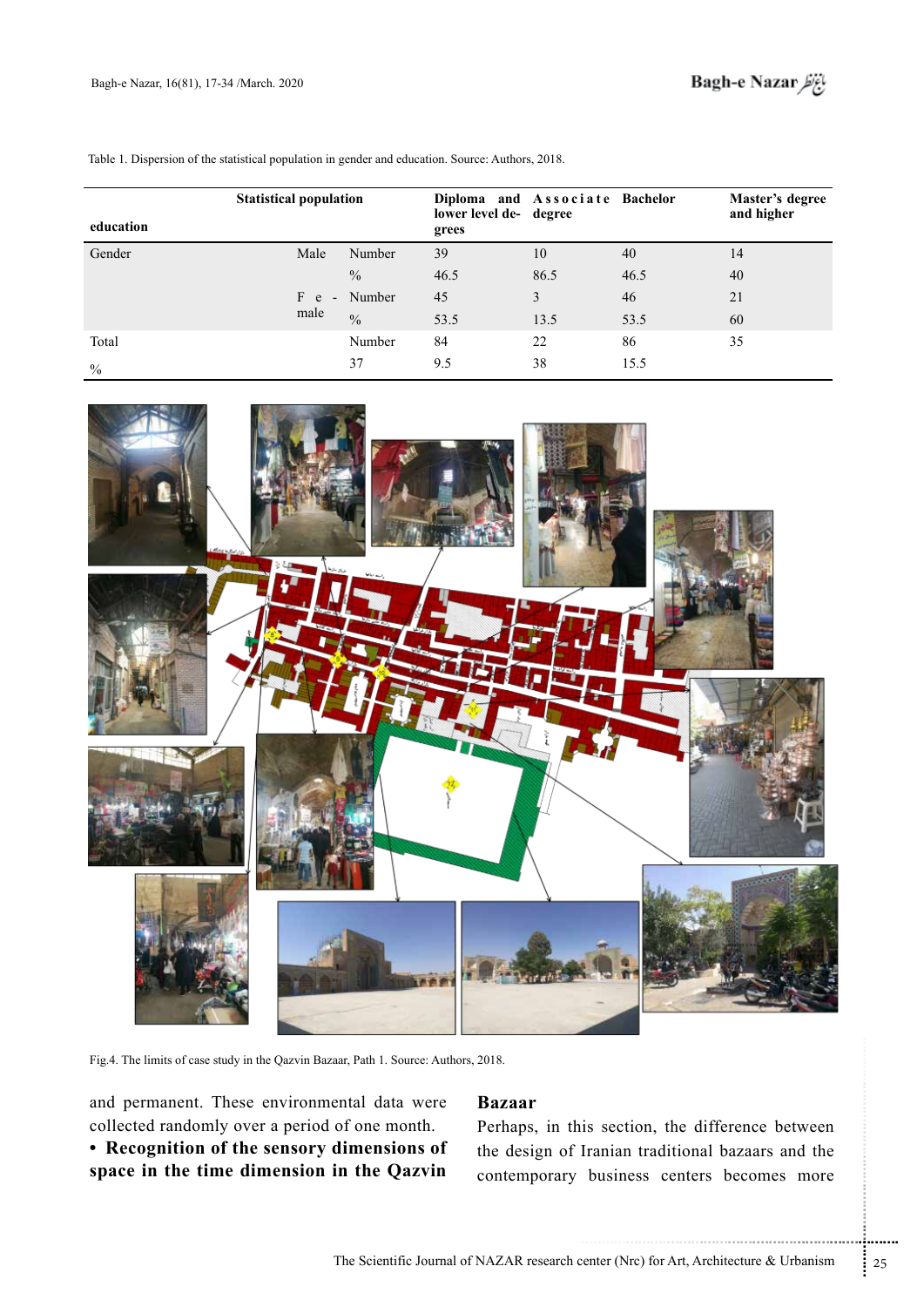Table 1. Dispersion of the statistical population in gender and education. Source: Authors, 2018.

| education | Statistical population | | Diploma and lower level degrees | Associate degree | Bachelor | Master's degree and higher |
|---|---|---|---|---|---|---|
| Gender | Male | Number | 39 | 10 | 40 | 14 |
| | | % | 46.5 | 86.5 | 46.5 | 40 |
| | Female | Number | 45 | 3 | 46 | 21 |
| | | % | 53.5 | 13.5 | 53.5 | 60 |
| Total | | Number | 84 | 22 | 86 | 35 |
| % | | 37 | 9.5 | 38 | 15.5 | |

Fig.4. The limits of case study in the Qazvin Bazaar, Path 1. Source: Authors, 2018.

and permanent. These environmental data were collected randomly over a period of one month.

- **Recognition of the sensory dimensions of space in the time dimension in the Qazvin**

## Bazaar

Perhaps, in this section, the difference between the design of Iranian traditional bazaars and the contemporary business centers becomes more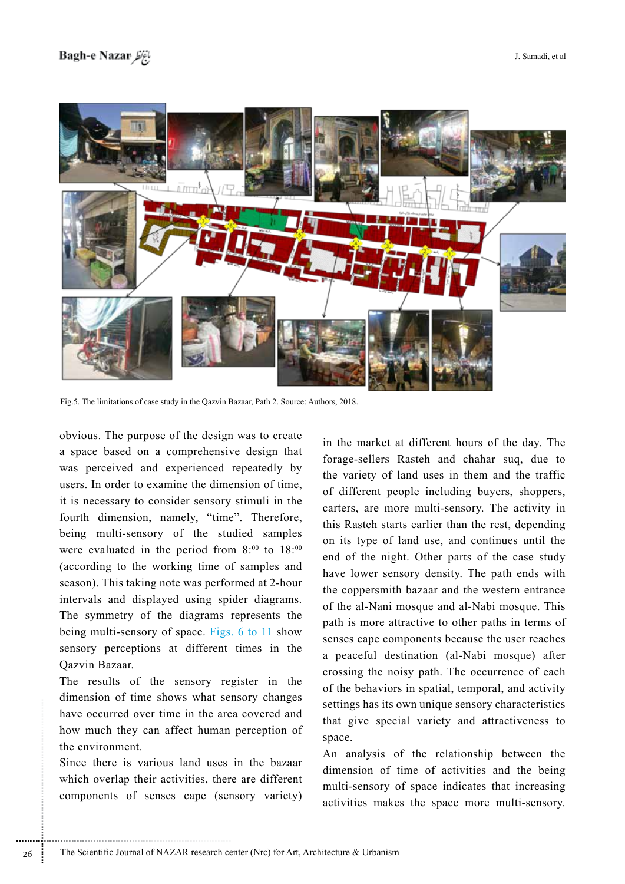Fig.5. The limitations of case study in the Qazvin Bazaar, Path 2. Source: Authors, 2018.

obvious. The purpose of the design was to create a space based on a comprehensive design that was perceived and experienced repeatedly by users. In order to examine the dimension of time, it is necessary to consider sensory stimuli in the fourth dimension, namely, "time". Therefore, being multi-sensory of the studied samples were evaluated in the period from 8:$^{00}$ to 18:$^{00}$ (according to the working time of samples and season). This taking note was performed at 2-hour intervals and displayed using spider diagrams. The symmetry of the diagrams represents the being multi-sensory of space. Figs. 6 to 11 show sensory perceptions at different times in the Qazvin Bazaar.

The results of the sensory register in the dimension of time shows what sensory changes have occurred over time in the area covered and how much they can affect human perception of the environment.

Since there is various land uses in the bazaar which overlap their activities, there are different components of senses cape (sensory variety) in the market at different hours of the day. The forage-sellers Rasteh and chahar suq, due to the variety of land uses in them and the traffic of different people including buyers, shoppers, carters, are more multi-sensory. The activity in this Rasteh starts earlier than the rest, depending on its type of land use, and continues until the end of the night. Other parts of the case study have lower sensory density. The path ends with the coppersmith bazaar and the western entrance of the al-Nani mosque and al-Nabi mosque. This path is more attractive to other paths in terms of senses cape components because the user reaches a peaceful destination (al-Nabi mosque) after crossing the noisy path. The occurrence of each of the behaviors in spatial, temporal, and activity settings has its own unique sensory characteristics that give special variety and attractiveness to space.

An analysis of the relationship between the dimension of time of activities and the being multi-sensory of space indicates that increasing activities makes the space more multi-sensory.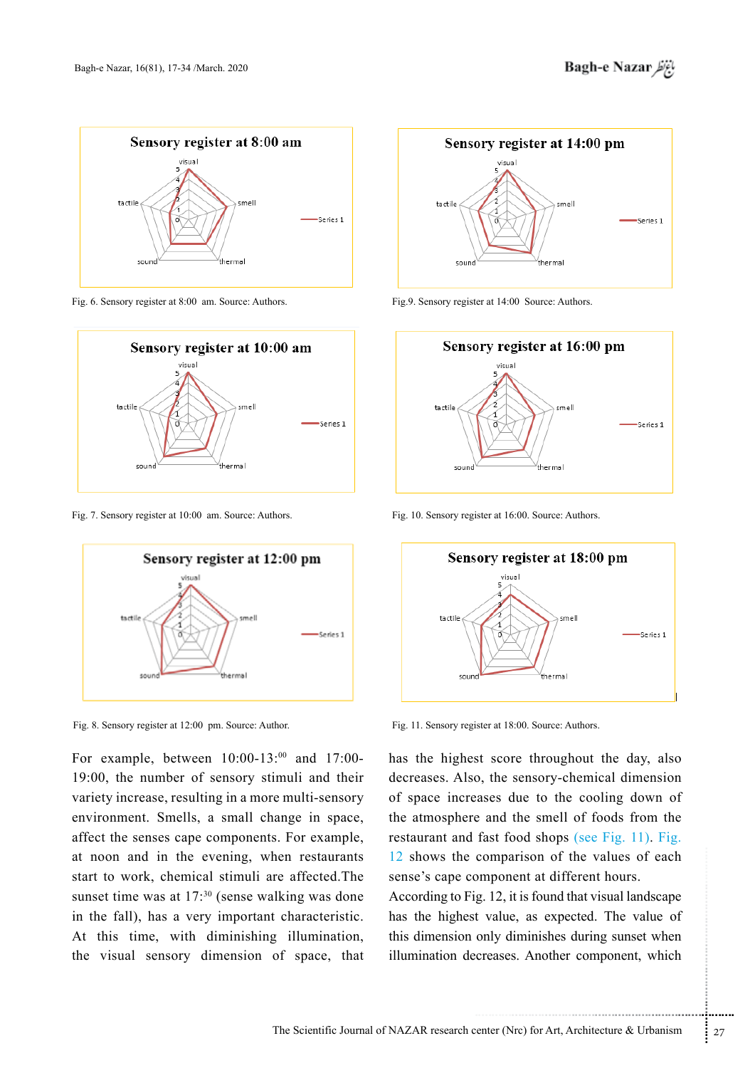Fig. 6. Sensory register at 8:00 am. Source: Authors.

Fig.9. Sensory register at 14:00 Source: Authors.

Fig. 7. Sensory register at 10:00 am. Source: Authors.

Fig. 10. Sensory register at 16:00. Source: Authors.

Fig. 8. Sensory register at 12:00 pm. Source: Author.

Fig. 11. Sensory register at 18:00. Source: Authors.

For example, between 10:00-13:[00] and 17:00-19:00, the number of sensory stimuli and their variety increase, resulting in a more multi-sensory environment. Smells, a small change in space, affect the senses cape components. For example, at noon and in the evening, when restaurants start to work, chemical stimuli are affected.The sunset time was at 17:[30] (sense walking was done in the fall), has a very important characteristic. At this time, with diminishing illumination, the visual sensory dimension of space, that has the highest score throughout the day, also decreases. Also, the sensory-chemical dimension of space increases due to the cooling down of the atmosphere and the smell of foods from the restaurant and fast food shops (see Fig. 11). Fig. 12 shows the comparison of the values of each sense's cape component at different hours.

According to Fig. 12, it is found that visual landscape has the highest value, as expected. The value of this dimension only diminishes during sunset when illumination decreases. Another component, which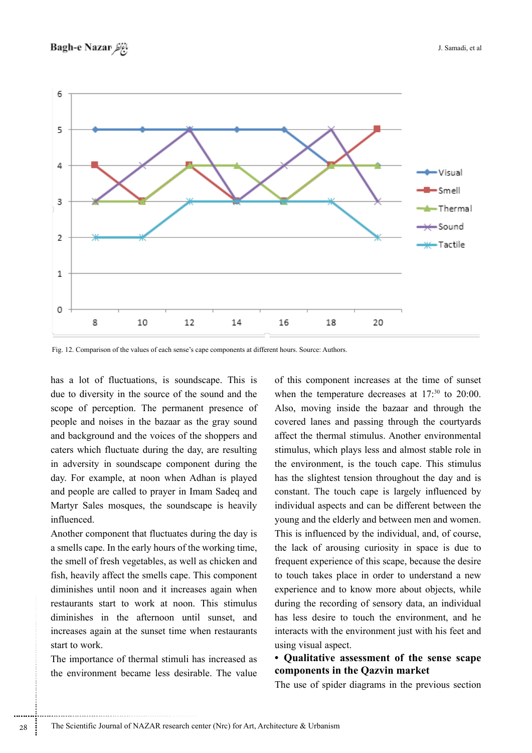Fig. 12. Comparison of the values of each sense's cape components at different hours. Source: Authors.

has a lot of fluctuations, is soundscape. This is due to diversity in the source of the sound and the scope of perception. The permanent presence of people and noises in the bazaar as the gray sound and background and the voices of the shoppers and caters which fluctuate during the day, are resulting in adversity in soundscape component during the day. For example, at noon when Adhan is played and people are called to prayer in Imam Sadeq and Martyr Sales mosques, the soundscape is heavily influenced.

Another component that fluctuates during the day is a smells cape. In the early hours of the working time, the smell of fresh vegetables, as well as chicken and fish, heavily affect the smells cape. This component diminishes until noon and it increases again when restaurants start to work at noon. This stimulus diminishes in the afternoon until sunset, and increases again at the sunset time when restaurants start to work.

The importance of thermal stimuli has increased as the environment became less desirable. The value of this component increases at the time of sunset when the temperature decreases at 17:30 to 20:00. Also, moving inside the bazaar and through the covered lanes and passing through the courtyards affect the thermal stimulus. Another environmental stimulus, which plays less and almost stable role in the environment, is the touch cape. This stimulus has the slightest tension throughout the day and is constant. The touch cape is largely influenced by individual aspects and can be different between the young and the elderly and between men and women. This is influenced by the individual, and, of course, the lack of arousing curiosity in space is due to frequent experience of this scape, because the desire to touch takes place in order to understand a new experience and to know more about objects, while during the recording of sensory data, an individual has less desire to touch the environment, and he interacts with the environment just with his feet and using visual aspect.

- **Qualitative assessment of the sense scape components in the Qazvin market**

The use of spider diagrams in the previous section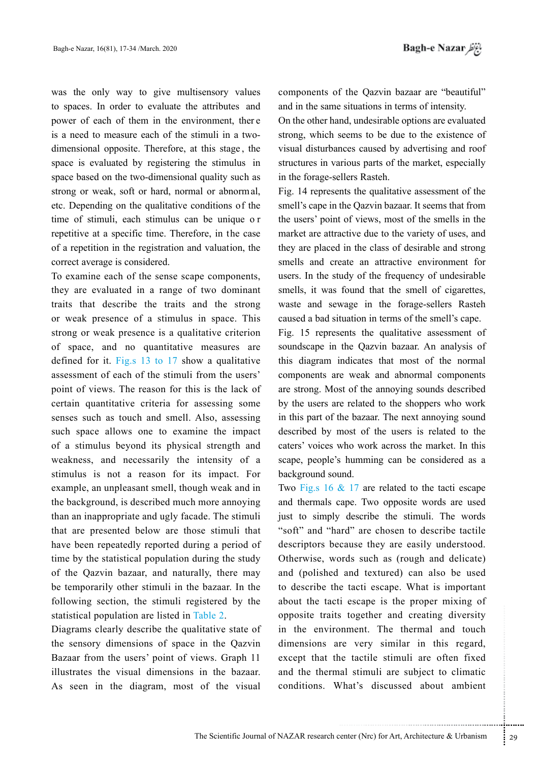was the only way to give multisensory values to spaces. In order to evaluate the attributes and power of each of them in the environment, there is a need to measure each of the stimuli in a two-dimensional opposite. Therefore, at this stage, the space is evaluated by registering the stimulus in space based on the two-dimensional quality such as strong or weak, soft or hard, normal or abnormal, etc. Depending on the qualitative conditions of the time of stimuli, each stimulus can be unique or repetitive at a specific time. Therefore, in the case of a repetition in the registration and valuation, the correct average is considered.

To examine each of the sense scape components, they are evaluated in a range of two dominant traits that describe the traits and the strong or weak presence of a stimulus in space. This strong or weak presence is a qualitative criterion of space, and no quantitative measures are defined for it. Fig.s 13 to 17 show a qualitative assessment of each of the stimuli from the users' point of views. The reason for this is the lack of certain quantitative criteria for assessing some senses such as touch and smell. Also, assessing such space allows one to examine the impact of a stimulus beyond its physical strength and weakness, and necessarily the intensity of a stimulus is not a reason for its impact. For example, an unpleasant smell, though weak and in the background, is described much more annoying than an inappropriate and ugly facade. The stimuli that are presented below are those stimuli that have been repeatedly reported during a period of time by the statistical population during the study of the Qazvin bazaar, and naturally, there may be temporarily other stimuli in the bazaar. In the following section, the stimuli registered by the statistical population are listed in Table 2.

Diagrams clearly describe the qualitative state of the sensory dimensions of space in the Qazvin Bazaar from the users' point of views. Graph 11 illustrates the visual dimensions in the bazaar. As seen in the diagram, most of the visual components of the Qazvin bazaar are "beautiful" and in the same situations in terms of intensity.

On the other hand, undesirable options are evaluated strong, which seems to be due to the existence of visual disturbances caused by advertising and roof structures in various parts of the market, especially in the forage-sellers Rasteh.

Fig. 14 represents the qualitative assessment of the smell's cape in the Qazvin bazaar. It seems that from the users' point of views, most of the smells in the market are attractive due to the variety of uses, and they are placed in the class of desirable and strong smells and create an attractive environment for users. In the study of the frequency of undesirable smells, it was found that the smell of cigarettes, waste and sewage in the forage-sellers Rasteh caused a bad situation in terms of the smell's cape.

Fig. 15 represents the qualitative assessment of soundscape in the Qazvin bazaar. An analysis of this diagram indicates that most of the normal components are weak and abnormal components are strong. Most of the annoying sounds described by the users are related to the shoppers who work in this part of the bazaar. The next annoying sound described by most of the users is related to the caters' voices who work across the market. In this scape, people's humming can be considered as a background sound.

Two Fig.s 16 & 17 are related to the tacti escape and thermals cape. Two opposite words are used just to simply describe the stimuli. The words "soft" and "hard" are chosen to describe tactile descriptors because they are easily understood. Otherwise, words such as (rough and delicate) and (polished and textured) can also be used to describe the tacti escape. What is important about the tacti escape is the proper mixing of opposite traits together and creating diversity in the environment. The thermal and touch dimensions are very similar in this regard, except that the tactile stimuli are often fixed and the thermal stimuli are subject to climatic conditions. What's discussed about ambient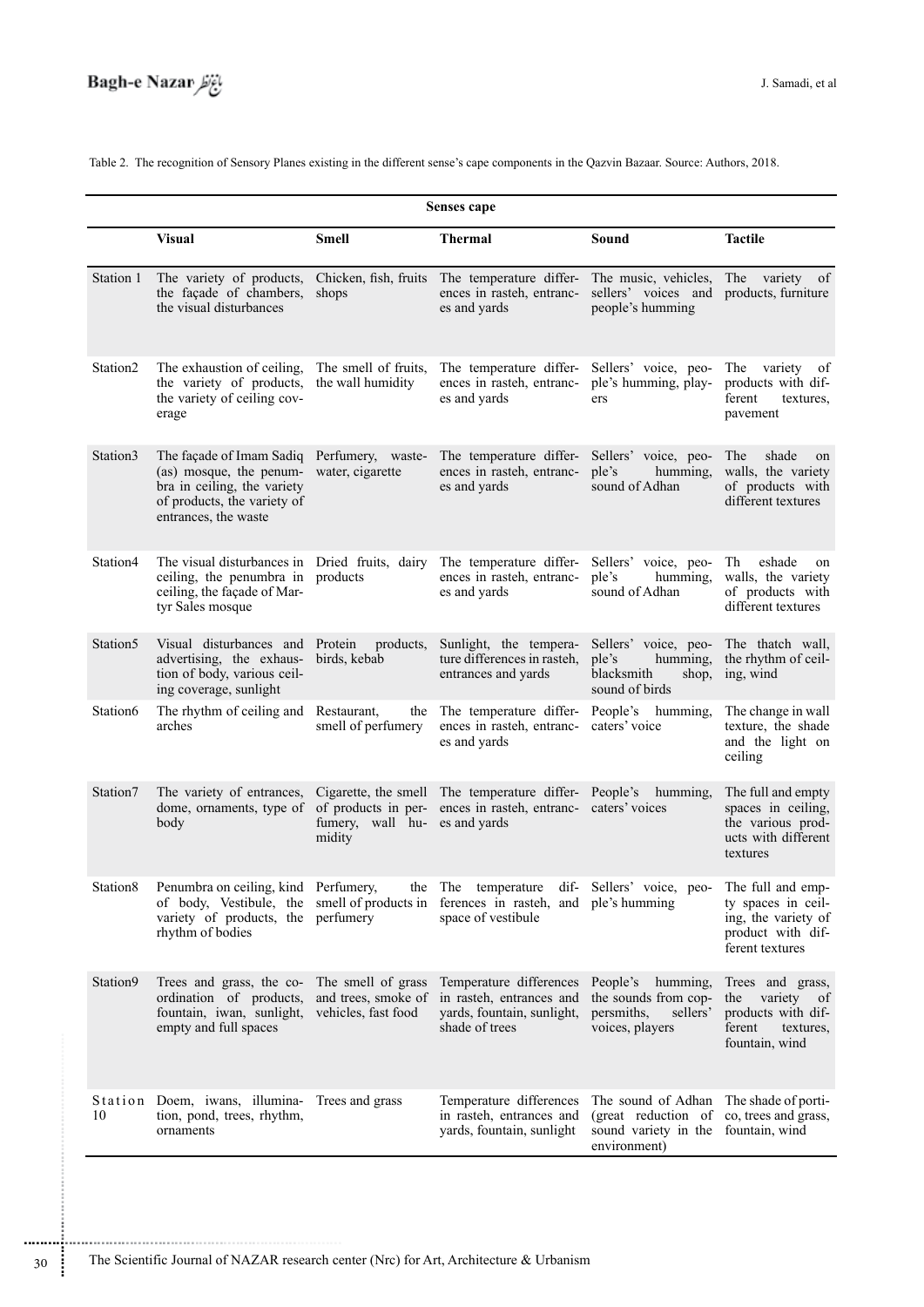Table 2. The recognition of Sensory Planes existing in the different sense's cape components in the Qazvin Bazaar. Source: Authors, 2018.

| | Senses cape | | | | |
|---|---|---|---|---|---|
| | **Visual** | **Smell** | **Thermal** | **Sound** | **Tactile** |
| Station 1 | The variety of products, the façade of chambers, the visual disturbances | Chicken, fish, fruits shops | The temperature differences in rasteh, entrances and yards | The music, vehicles, sellers' voices and people's humming | The variety of products, furniture |
| Station2 | The exhaustion of ceiling, the variety of products, the variety of ceiling coverage | The smell of fruits, the wall humidity | The temperature differences in rasteh, entrances and yards | Sellers' voice, people's humming, players | The variety of products with different textures, pavement |
| Station3 | The façade of Imam Sadiq (as) mosque, the penumbra in ceiling, the variety of products, the variety of entrances, the waste | Perfumery, wastewater, cigarette | The temperature differences in rasteh, entrances and yards | Sellers' voice, people's humming, sound of Adhan | The shade on walls, the variety of products with different textures |
| Station4 | The visual disturbances in ceiling, the penumbra in ceiling, the façade of Martyr Sales mosque | Dried fruits, dairy products | The temperature differences in rasteh, entrances and yards | Sellers' voice, people's humming, sound of Adhan | Th eshade on walls, the variety of products with different textures |
| Station5 | Visual disturbances and advertising, the exhaustion of body, various ceiling coverage, sunlight | Protein products, birds, kebab | Sunlight, the temperature differences in rasteh, entrances and yards | Sellers' voice, people's humming, blacksmith shop, sound of birds | The thatch wall, the rhythm of ceiling, wind |
| Station6 | The rhythm of ceiling and arches | Restaurant, the smell of perfumery | The temperature differences in rasteh, entrances and yards | People's humming, caters' voice | The change in wall texture, the shade and the light on ceiling |
| Station7 | The variety of entrances, dome, ornaments, type of body | Cigarette, the smell of products in perfumery, wall humidity | The temperature differences in rasteh, entrances and yards | People's humming, caters' voices | The full and empty spaces in ceiling, the various products with different textures |
| Station8 | Penumbra on ceiling, kind of body, Vestibule, the variety of products, the rhythm of bodies | Perfumery, the smell of products in perfumery | The temperature differences in rasteh, and space of vestibule | Sellers' voice, people's humming | The full and empty spaces in ceiling, the variety of product with different textures |
| Station9 | Trees and grass, the coordination of products, fountain, iwan, sunlight, empty and full spaces | The smell of grass and trees, smoke of vehicles, fast food | Temperature differences in rasteh, entrances and yards, fountain, sunlight, shade of trees | People's humming, the sounds from coppersmiths, sellers' voices, players | Trees and grass, the variety of products with different textures, fountain, wind |
| Station 10 | Doem, iwans, illumination, pond, trees, rhythm, ornaments | Trees and grass | Temperature differences in rasteh, entrances and yards, fountain, sunlight | The sound of Adhan (great reduction of sound variety in the environment) | The shade of portico, trees and grass, fountain, wind |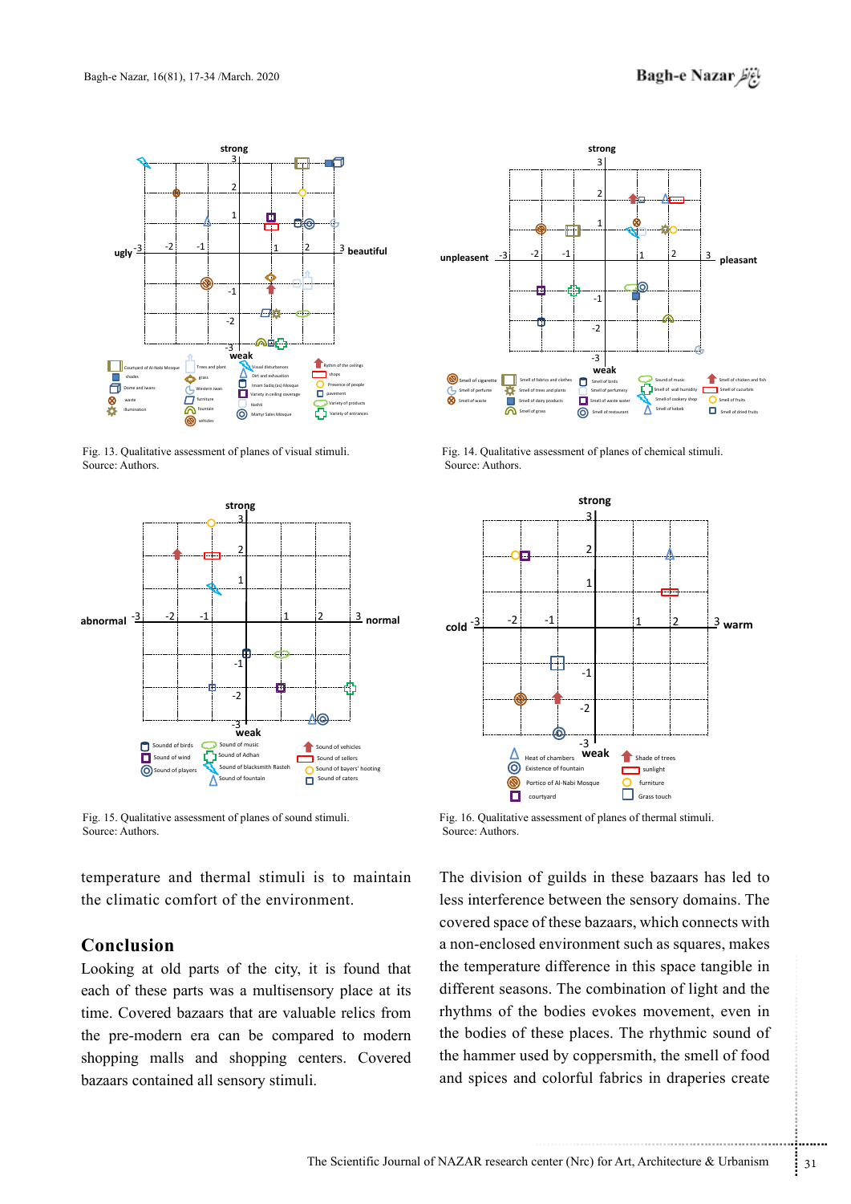Fig. 13. Qualitative assessment of planes of visual stimuli.
Source: Authors.

Fig. 14. Qualitative assessment of planes of chemical stimuli.
Source: Authors.

Fig. 15. Qualitative assessment of planes of sound stimuli.
Source: Authors.

Fig. 16. Qualitative assessment of planes of thermal stimuli.
Source: Authors.

temperature and thermal stimuli is to maintain the climatic comfort of the environment.

## Conclusion

Looking at old parts of the city, it is found that each of these parts was a multisensory place at its time. Covered bazaars that are valuable relics from the pre-modern era can be compared to modern shopping malls and shopping centers. Covered bazaars contained all sensory stimuli.

The division of guilds in these bazaars has led to less interference between the sensory domains. The covered space of these bazaars, which connects with a non-enclosed environment such as squares, makes the temperature difference in this space tangible in different seasons. The combination of light and the rhythms of the bodies evokes movement, even in the bodies of these places. The rhythmic sound of the hammer used by coppersmith, the smell of food and spices and colorful fabrics in draperies create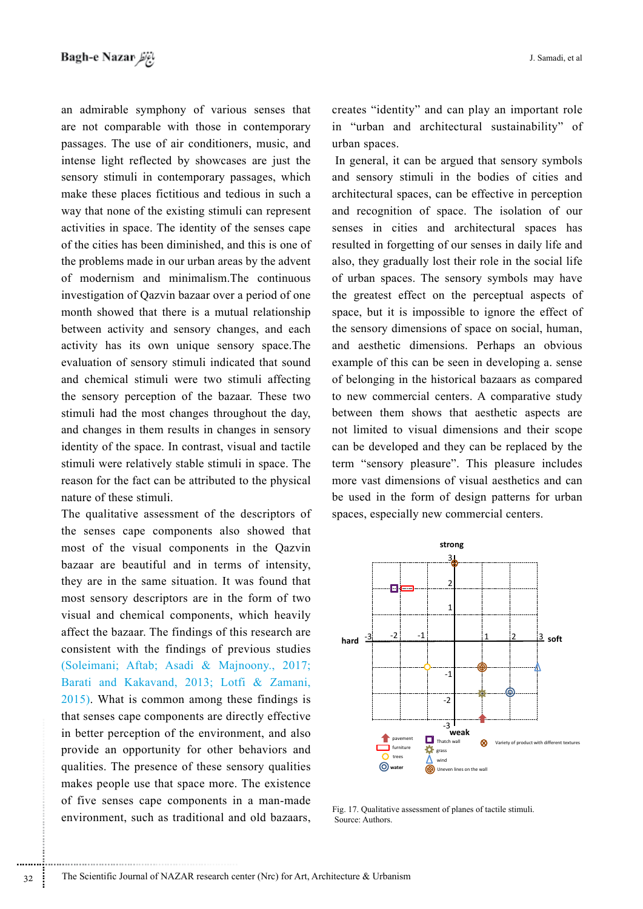an admirable symphony of various senses that are not comparable with those in contemporary passages. The use of air conditioners, music, and intense light reflected by showcases are just the sensory stimuli in contemporary passages, which make these places fictitious and tedious in such a way that none of the existing stimuli can represent activities in space. The identity of the senses cape of the cities has been diminished, and this is one of the problems made in our urban areas by the advent of modernism and minimalism.The continuous investigation of Qazvin bazaar over a period of one month showed that there is a mutual relationship between activity and sensory changes, and each activity has its own unique sensory space.The evaluation of sensory stimuli indicated that sound and chemical stimuli were two stimuli affecting the sensory perception of the bazaar. These two stimuli had the most changes throughout the day, and changes in them results in changes in sensory identity of the space. In contrast, visual and tactile stimuli were relatively stable stimuli in space. The reason for the fact can be attributed to the physical nature of these stimuli.

The qualitative assessment of the descriptors of the senses cape components also showed that most of the visual components in the Qazvin bazaar are beautiful and in terms of intensity, they are in the same situation. It was found that most sensory descriptors are in the form of two visual and chemical components, which heavily affect the bazaar. The findings of this research are consistent with the findings of previous studies (Soleimani; Aftab; Asadi & Majnoony., 2017; Barati and Kakavand, 2013; Lotfi & Zamani, 2015). What is common among these findings is that senses cape components are directly effective in better perception of the environment, and also provide an opportunity for other behaviors and qualities. The presence of these sensory qualities makes people use that space more. The existence of five senses cape components in a man-made environment, such as traditional and old bazaars, creates "identity" and can play an important role in "urban and architectural sustainability" of urban spaces.

In general, it can be argued that sensory symbols and sensory stimuli in the bodies of cities and architectural spaces, can be effective in perception and recognition of space. The isolation of our senses in cities and architectural spaces has resulted in forgetting of our senses in daily life and also, they gradually lost their role in the social life of urban spaces. The sensory symbols may have the greatest effect on the perceptual aspects of space, but it is impossible to ignore the effect of the sensory dimensions of space on social, human, and aesthetic dimensions. Perhaps an obvious example of this can be seen in developing a. sense of belonging in the historical bazaars as compared to new commercial centers. A comparative study between them shows that aesthetic aspects are not limited to visual dimensions and their scope can be developed and they can be replaced by the term "sensory pleasure". This pleasure includes more vast dimensions of visual aesthetics and can be used in the form of design patterns for urban spaces, especially new commercial centers.

Fig. 17. Qualitative assessment of planes of tactile stimuli.
Source: Authors.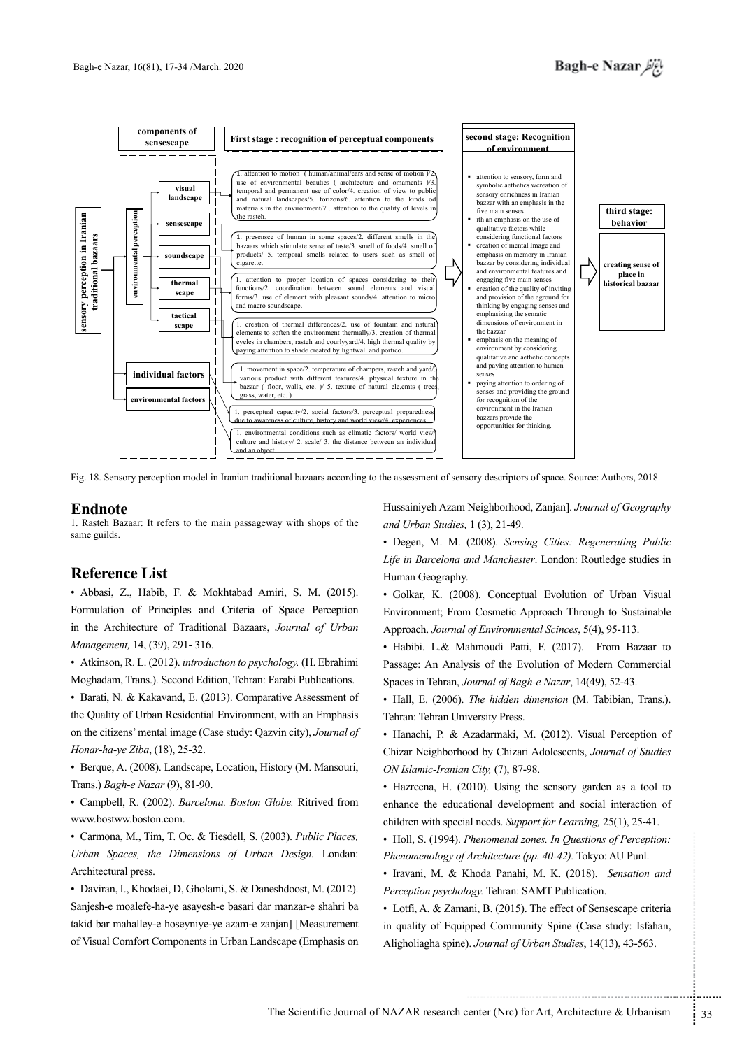| components of sensescape | First stage : recognition of perceptual components | second stage: Recognition of environment | third stage: behavior |
|---|---|---|---|
| sensory perception in Iranian traditional bazaars — environmental perception — visual landscape | 1. attention to motion ( human/animal/ears and sense of motion )/2. use of environmental beauties ( architecture and ornaments )/3. temporal and permanent use of color/4. creation of view to public and natural landscapes/5. forizons/6. attention to the kinds od materials in the environment/7 . attention to the quality of levels in the rasteh. | ▪ attention to sensory, form and symbolic aethetics wcreation of sensory enrichness in Iranian bazzar with an emphasis in the five main senses ▪ ith an emphasis on the use of qualitative factors while considering functional factors ▪ creation of mental Image and emphasis on memory in Iranian bazzar by considering individual and environmental features and engaging five main senses ▪ creation of the quality of inviting and provision of the eground for thinking by engaging senses and emphasizing the sematic dimensions of environment in the bazzar ▪ emphasis on the meaning of environment by considering qualitative and aethetic concepts and paying attention to humen senses ▪ paying attention to ordering of senses and providing the ground for recognition of the environment in the Iranian bazzars provide the opportunities for thinking. | creating sense of place in historical bazaar |
| sensescape | 1. presensce of human in some spaces/2. different smells in the bazaars which stimulate sense of taste/3. smell of foods/4. smell of products/ 5. temporal smells related to users such as smell of cigarette. | | |
| soundscape | 1. attention to proper location of spaces considering to their functions/2. coordination between sound elements and visual forms/3. use of element with pleasant sounds/4. attention to micro and macro soundscape. | | |
| thermal scape | 1. creation of thermal differences/2. use of fountain and natural elements to soften the environment thermally/3. creation of thermal eyeles in chambers, rasteh and courlyyard/4. high thermal quality by paying attention to shade created by lightwall and portico. | | |
| tactical scape | 1. movement in space/2. temperature of champers, rasteh and yard/3. various product with different textures/4. physical texture in the bazzar ( floor, walls, etc. )/ 5. texture of natural ele,emts ( trees, grass, water, etc. ) | | |
| individual factors | 1. perceptual capacity/2. social factors/3. perceptual preparedness due to awareness of culture, history and world view/4. experiences. | | |
| environmental factors | 1. environmental conditions such as climatic factors/ world view/ culture and history/ 2. scale/ 3. the distance between an individual and an object. | | |

Fig. 18. Sensory perception model in Iranian traditional bazaars according to the assessment of sensory descriptors of space. Source: Authors, 2018.

## Endnote

1. Rasteh Bazaar: It refers to the main passageway with shops of the same guilds.

## Reference List

• Abbasi, Z., Habib, F. & Mokhtabad Amiri, S. M. (2015). Formulation of Principles and Criteria of Space Perception in the Architecture of Traditional Bazaars, *Journal of Urban Management,* 14, (39), 291- 316.

• Atkinson, R. L. (2012). *introduction to psychology.* (H. Ebrahimi Moghadam, Trans.). Second Edition, Tehran: Farabi Publications.

• Barati, N. & Kakavand, E. (2013). Comparative Assessment of the Quality of Urban Residential Environment, with an Emphasis on the citizens' mental image (Case study: Qazvin city), *Journal of Honar-ha-ye Ziba*, (18), 25-32.

• Berque, A. (2008). Landscape, Location, History (M. Mansouri, Trans.) *Bagh-e Nazar* (9), 81-90.

• Campbell, R. (2002). *Barcelona. Boston Globe.* Ritrived from www.bostww.boston.com.

• Carmona, M., Tim, T. Oc. & Tiesdell, S. (2003). *Public Places, Urban Spaces, the Dimensions of Urban Design.* Londan: Architectural press.

• Daviran, I., Khodaei, D, Gholami, S. & Daneshdoost, M. (2012). Sanjesh-e moalefe-ha-ye asayesh-e basari dar manzar-e shahri ba takid bar mahalley-e hoseyniye-ye azam-e zanjan] [Measurement of Visual Comfort Components in Urban Landscape (Emphasis on Hussainiyeh Azam Neighborhood, Zanjan]. *Journal of Geography and Urban Studies,* 1 (3), 21-49.

• Degen, M. M. (2008). *Sensing Cities: Regenerating Public Life in Barcelona and Manchester*. London: Routledge studies in Human Geography.

• Golkar, K. (2008). Conceptual Evolution of Urban Visual Environment; From Cosmetic Approach Through to Sustainable Approach. *Journal of Environmental Scinces*, 5(4), 95-113.

• Habibi. L.& Mahmoudi Patti, F. (2017). From Bazaar to Passage: An Analysis of the Evolution of Modern Commercial Spaces in Tehran, *Journal of Bagh-e Nazar*, 14(49), 52-43.

• Hall, E. (2006). *The hidden dimension* (M. Tabibian, Trans.). Tehran: Tehran University Press.

• Hanachi, P. & Azadarmaki, M. (2012). Visual Perception of Chizar Neighborhood by Chizari Adolescents, *Journal of Studies ON Islamic-Iranian City,* (7), 87-98.

• Hazreena, H. (2010). Using the sensory garden as a tool to enhance the educational development and social interaction of children with special needs. *Support for Learning,* 25(1), 25-41.

• Holl, S. (1994). *Phenomenal zones. In Questions of Perception: Phenomenology of Architecture (pp. 40-42).* Tokyo: AU Punl.

• Iravani, M. & Khoda Panahi, M. K. (2018). *Sensation and Perception psychology.* Tehran: SAMT Publication.

• Lotfi, A. & Zamani, B. (2015). The effect of Sensescape criteria in quality of Equipped Community Spine (Case study: Isfahan, Aligholiagha spine). *Journal of Urban Studies*, 14(13), 43-563.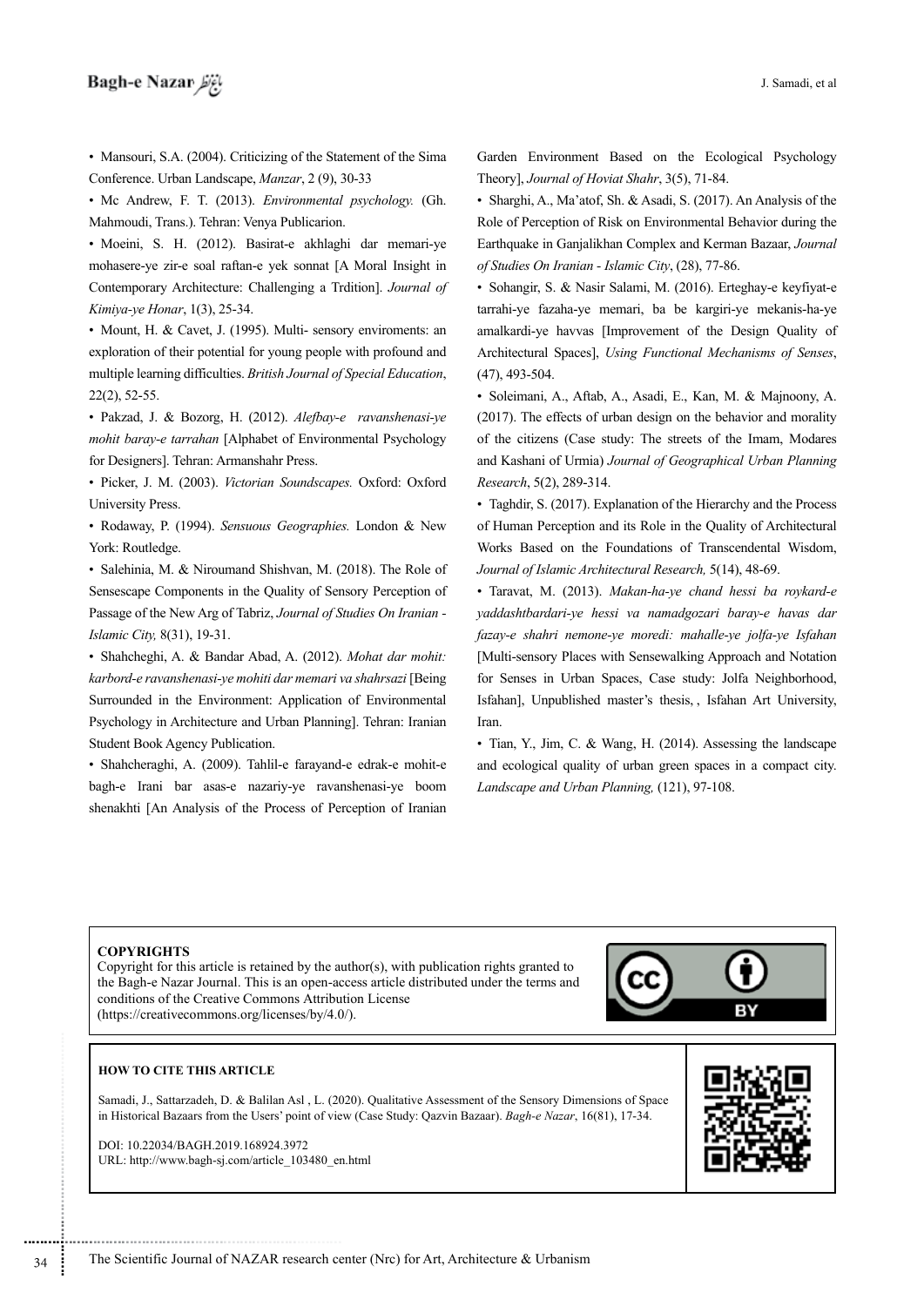- Mansouri, S.A. (2004). Criticizing of the Statement of the Sima Conference. Urban Landscape, *Manzar*, 2 (9), 30-33
- Mc Andrew, F. T. (2013). *Environmental psychology.* (Gh. Mahmoudi, Trans.). Tehran: Venya Publicarion.
- Moeini, S. H. (2012). Basirat-e akhlaghi dar memari-ye mohasere-ye zir-e soal raftan-e yek sonnat [A Moral Insight in Contemporary Architecture: Challenging a Trdition]. *Journal of Kimiya-ye Honar*, 1(3), 25-34.
- Mount, H. & Cavet, J. (1995). Multi- sensory enviroments: an exploration of their potential for young people with profound and multiple learning difficulties. *British Journal of Special Education*, 22(2), 52-55.
- Pakzad, J. & Bozorg, H. (2012). *Alefbay-e ravanshenasi-ye mohit baray-e tarrahan* [Alphabet of Environmental Psychology for Designers]. Tehran: Armanshahr Press.
- Picker, J. M. (2003). *Victorian Soundscapes.* Oxford: Oxford University Press.
- Rodaway, P. (1994). *Sensuous Geographies.* London & New York: Routledge.
- Salehinia, M. & Niroumand Shishvan, M. (2018). The Role of Sensescape Components in the Quality of Sensory Perception of Passage of the New Arg of Tabriz, *Journal of Studies On Iranian - Islamic City,* 8(31), 19-31.
- Shahcheghi, A. & Bandar Abad, A. (2012). *Mohat dar mohit: karbord-e ravanshenasi-ye mohiti dar memari va shahrsazi* [Being Surrounded in the Environment: Application of Environmental Psychology in Architecture and Urban Planning]. Tehran: Iranian Student Book Agency Publication.
- Shahcheraghi, A. (2009). Tahlil-e farayand-e edrak-e mohit-e bagh-e Irani bar asas-e nazariy-ye ravanshenasi-ye boom shenakhti [An Analysis of the Process of Perception of Iranian Garden Environment Based on the Ecological Psychology Theory], *Journal of Hoviat Shahr*, 3(5), 71-84.
- Sharghi, A., Ma'atof, Sh. & Asadi, S. (2017). An Analysis of the Role of Perception of Risk on Environmental Behavior during the Earthquake in Ganjalikhan Complex and Kerman Bazaar, *Journal of Studies On Iranian - Islamic City*, (28), 77-86.
- Sohangir, S. & Nasir Salami, M. (2016). Erteghay-e keyfiyat-e tarrahi-ye fazaha-ye memari, ba be kargiri-ye mekanis-ha-ye amalkardi-ye havvas [Improvement of the Design Quality of Architectural Spaces], *Using Functional Mechanisms of Senses*, (47), 493-504.
- Soleimani, A., Aftab, A., Asadi, E., Kan, M. & Majnoony, A. (2017). The effects of urban design on the behavior and morality of the citizens (Case study: The streets of the Imam, Modares and Kashani of Urmia) *Journal of Geographical Urban Planning Research*, 5(2), 289-314.
- Taghdir, S. (2017). Explanation of the Hierarchy and the Process of Human Perception and its Role in the Quality of Architectural Works Based on the Foundations of Transcendental Wisdom, *Journal of Islamic Architectural Research,* 5(14), 48-69.
- Taravat, M. (2013). *Makan-ha-ye chand hessi ba roykard-e yaddashtbardari-ye hessi va namadgozari baray-e havas dar fazay-e shahri nemone-ye moredi: mahalle-ye jolfa-ye Isfahan* [Multi-sensory Places with Sensewalking Approach and Notation for Senses in Urban Spaces, Case study: Jolfa Neighborhood, Isfahan], Unpublished master's thesis, , Isfahan Art University, Iran.
- Tian, Y., Jim, C. & Wang, H. (2014). Assessing the landscape and ecological quality of urban green spaces in a compact city. *Landscape and Urban Planning,* (121), 97-108.

**COPYRIGHTS**

Copyright for this article is retained by the author(s), with publication rights granted to the Bagh-e Nazar Journal. This is an open-access article distributed under the terms and conditions of the Creative Commons Attribution License (https://creativecommons.org/licenses/by/4.0/).

**HOW TO CITE THIS ARTICLE**

Samadi, J., Sattarzadeh, D. & Balilan Asl , L. (2020). Qualitative Assessment of the Sensory Dimensions of Space in Historical Bazaars from the Users' point of view (Case Study: Qazvin Bazaar). *Bagh-e Nazar*, 16(81), 17-34.

DOI: 10.22034/BAGH.2019.168924.3972
URL: http://www.bagh-sj.com/article_103480_en.html